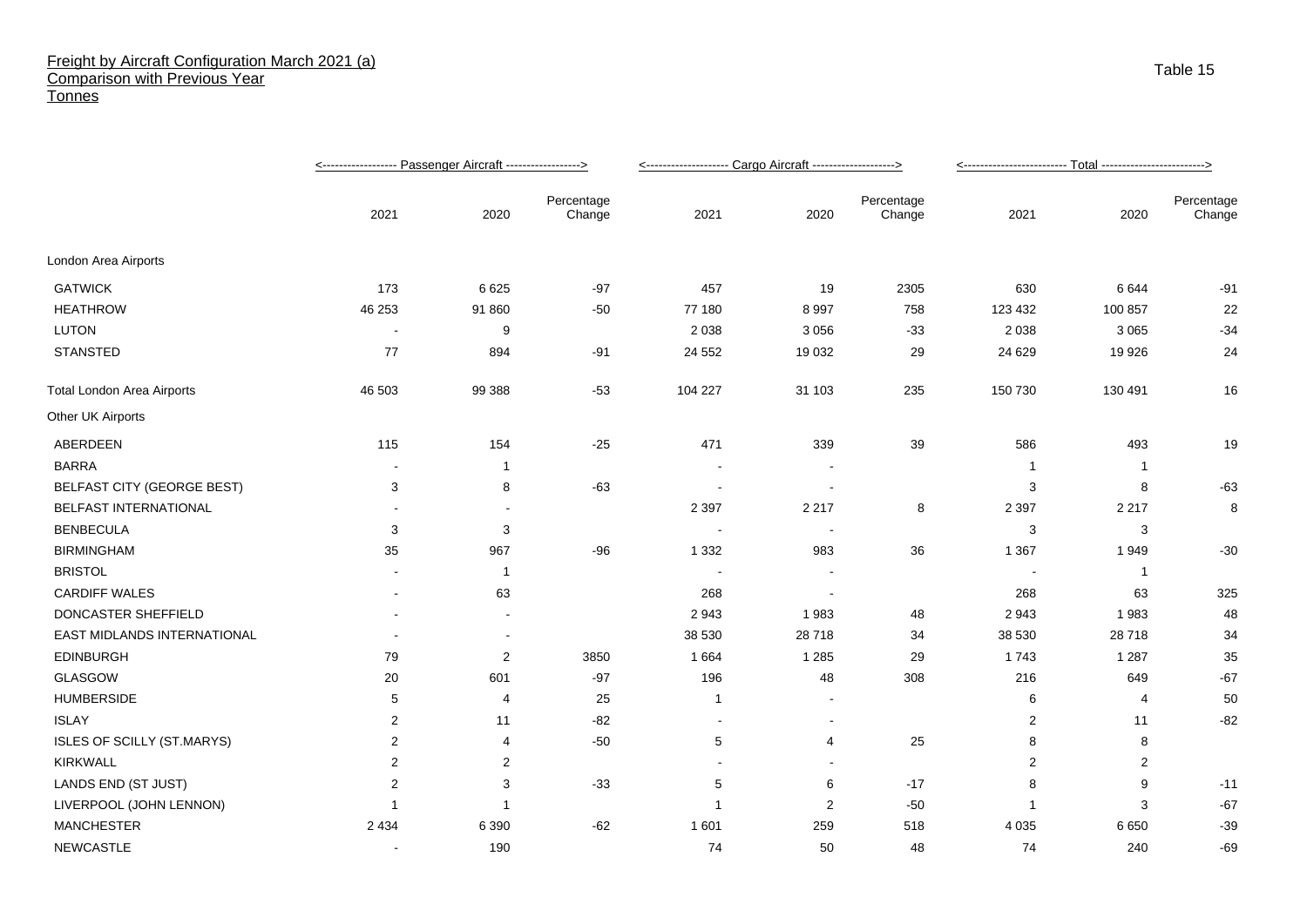# Freight by Aircraft Configuration March 2021 (a)

## Comparison with Previous Year

## Tonnes

Table 15

| | Passenger Aircraft | | | Cargo Aircraft | | | Total | | |
|---|---|---|---|---|---|---|---|---|---|
| | 2021 | 2020 | Percentage Change | 2021 | 2020 | Percentage Change | 2021 | 2020 | Percentage Change |
| London Area Airports | | | | | | | | | |
| GATWICK | 173 | 6 625 | -97 | 457 | 19 | 2305 | 630 | 6 644 | -91 |
| HEATHROW | 46 253 | 91 860 | -50 | 77 180 | 8 997 | 758 | 123 432 | 100 857 | 22 |
| LUTON | - | 9 | | 2 038 | 3 056 | -33 | 2 038 | 3 065 | -34 |
| STANSTED | 77 | 894 | -91 | 24 552 | 19 032 | 29 | 24 629 | 19 926 | 24 |
| Total London Area Airports | 46 503 | 99 388 | -53 | 104 227 | 31 103 | 235 | 150 730 | 130 491 | 16 |
| Other UK Airports | | | | | | | | | |
| ABERDEEN | 115 | 154 | -25 | 471 | 339 | 39 | 586 | 493 | 19 |
| BARRA | - | 1 | | - | - | | 1 | 1 | |
| BELFAST CITY (GEORGE BEST) | 3 | 8 | -63 | - | - | | 3 | 8 | -63 |
| BELFAST INTERNATIONAL | - | - | | 2 397 | 2 217 | 8 | 2 397 | 2 217 | 8 |
| BENBECULA | 3 | 3 | | - | - | | 3 | 3 | |
| BIRMINGHAM | 35 | 967 | -96 | 1 332 | 983 | 36 | 1 367 | 1 949 | -30 |
| BRISTOL | - | 1 | | - | - | | - | 1 | |
| CARDIFF WALES | - | 63 | | 268 | - | | 268 | 63 | 325 |
| DONCASTER SHEFFIELD | - | - | | 2 943 | 1 983 | 48 | 2 943 | 1 983 | 48 |
| EAST MIDLANDS INTERNATIONAL | - | - | | 38 530 | 28 718 | 34 | 38 530 | 28 718 | 34 |
| EDINBURGH | 79 | 2 | 3850 | 1 664 | 1 285 | 29 | 1 743 | 1 287 | 35 |
| GLASGOW | 20 | 601 | -97 | 196 | 48 | 308 | 216 | 649 | -67 |
| HUMBERSIDE | 5 | 4 | 25 | 1 | - | | 6 | 4 | 50 |
| ISLAY | 2 | 11 | -82 | - | - | | 2 | 11 | -82 |
| ISLES OF SCILLY (ST.MARYS) | 2 | 4 | -50 | 5 | 4 | 25 | 8 | 8 | |
| KIRKWALL | 2 | 2 | | - | - | | 2 | 2 | |
| LANDS END (ST JUST) | 2 | 3 | -33 | 5 | 6 | -17 | 8 | 9 | -11 |
| LIVERPOOL (JOHN LENNON) | 1 | 1 | | 1 | 2 | -50 | 1 | 3 | -67 |
| MANCHESTER | 2 434 | 6 390 | -62 | 1 601 | 259 | 518 | 4 035 | 6 650 | -39 |
| NEWCASTLE | - | 190 | | 74 | 50 | 48 | 74 | 240 | -69 |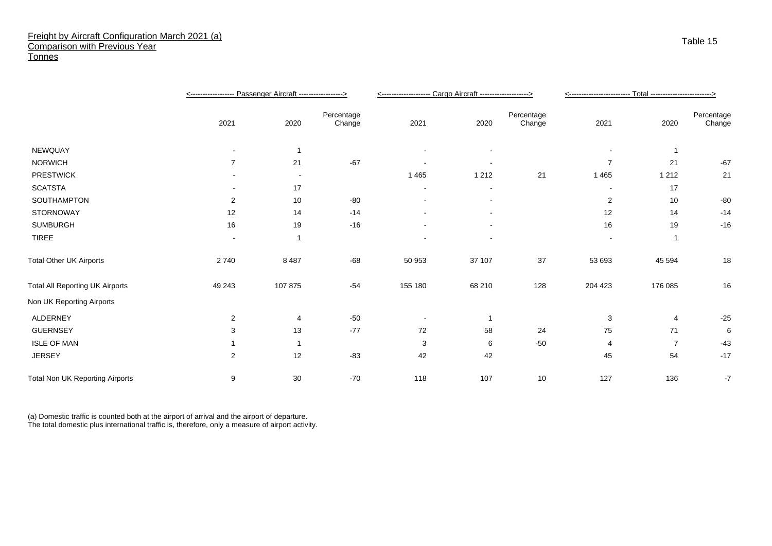Freight by Aircraft Configuration March 2021 (a)
Comparison with Previous Year
Tonnes

Table 15

| | Passenger Aircraft | | | Cargo Aircraft | | | Total | | |
|---|---|---|---|---|---|---|---|---|---|
| | 2021 | 2020 | Percentage Change | 2021 | 2020 | Percentage Change | 2021 | 2020 | Percentage Change |
| NEWQUAY | - | 1 | | - | - | | - | 1 | |
| NORWICH | 7 | 21 | -67 | - | - | | 7 | 21 | -67 |
| PRESTWICK | - | - | | 1 465 | 1 212 | 21 | 1 465 | 1 212 | 21 |
| SCATSTA | - | 17 | | - | - | | - | 17 | |
| SOUTHAMPTON | 2 | 10 | -80 | - | - | | 2 | 10 | -80 |
| STORNOWAY | 12 | 14 | -14 | - | - | | 12 | 14 | -14 |
| SUMBURGH | 16 | 19 | -16 | - | - | | 16 | 19 | -16 |
| TIREE | - | 1 | | - | - | | - | 1 | |
| Total Other UK Airports | 2 740 | 8 487 | -68 | 50 953 | 37 107 | 37 | 53 693 | 45 594 | 18 |
| Total All Reporting UK Airports | 49 243 | 107 875 | -54 | 155 180 | 68 210 | 128 | 204 423 | 176 085 | 16 |
| Non UK Reporting Airports | | | | | | | | | |
| ALDERNEY | 2 | 4 | -50 | - | 1 | | 3 | 4 | -25 |
| GUERNSEY | 3 | 13 | -77 | 72 | 58 | 24 | 75 | 71 | 6 |
| ISLE OF MAN | 1 | 1 | | 3 | 6 | -50 | 4 | 7 | -43 |
| JERSEY | 2 | 12 | -83 | 42 | 42 | | 45 | 54 | -17 |
| Total Non UK Reporting Airports | 9 | 30 | -70 | 118 | 107 | 10 | 127 | 136 | -7 |

(a) Domestic traffic is counted both at the airport of arrival and the airport of departure.
The total domestic plus international traffic is, therefore, only a measure of airport activity.